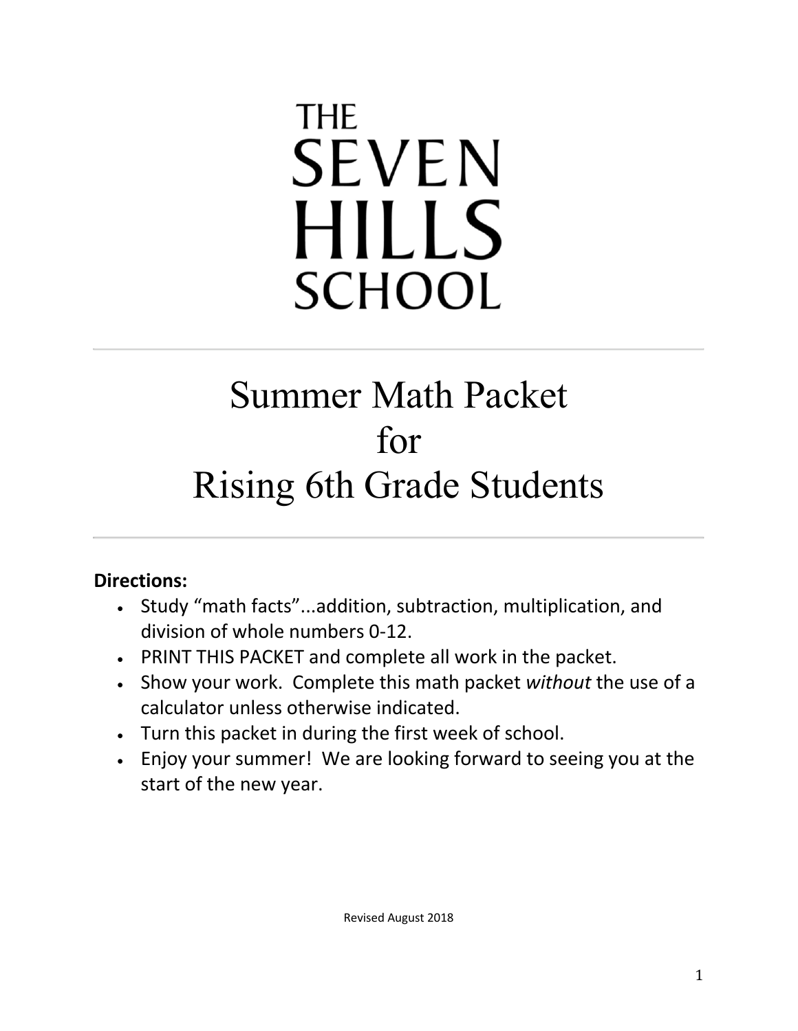THE
SEVEN
HILLS
SCHOOL

---

# Summer Math Packet
# for
# Rising 6th Grade Students

---

**Directions:**

- Study “math facts”...addition, subtraction, multiplication, and division of whole numbers 0-12.
- PRINT THIS PACKET and complete all work in the packet.
- Show your work. Complete this math packet *without* the use of a calculator unless otherwise indicated.
- Turn this packet in during the first week of school.
- Enjoy your summer! We are looking forward to seeing you at the start of the new year.

Revised August 2018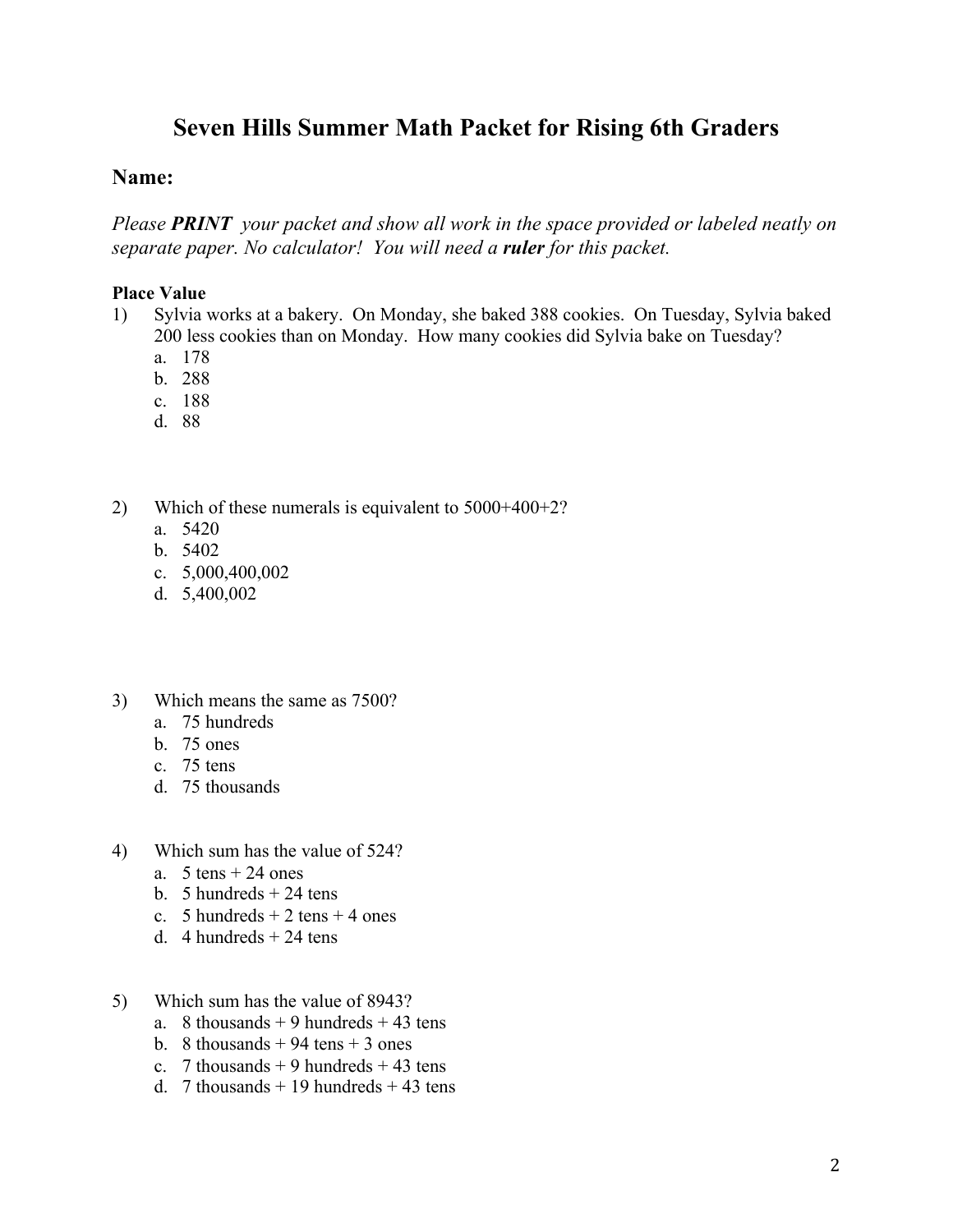# Seven Hills Summer Math Packet for Rising 6th Graders

## Name:

*Please **PRINT** your packet and show all work in the space provided or labeled neatly on separate paper. No calculator! You will need a **ruler** for this packet.*

**Place Value**

1) Sylvia works at a bakery. On Monday, she baked 388 cookies. On Tuesday, Sylvia baked 200 less cookies than on Monday. How many cookies did Sylvia bake on Tuesday?
   a. 178
   b. 288
   c. 188
   d. 88

2) Which of these numerals is equivalent to 5000+400+2?
   a. 5420
   b. 5402
   c. 5,000,400,002
   d. 5,400,002

3) Which means the same as 7500?
   a. 75 hundreds
   b. 75 ones
   c. 75 tens
   d. 75 thousands

4) Which sum has the value of 524?
   a. 5 tens + 24 ones
   b. 5 hundreds + 24 tens
   c. 5 hundreds + 2 tens + 4 ones
   d. 4 hundreds + 24 tens

5) Which sum has the value of 8943?
   a. 8 thousands + 9 hundreds + 43 tens
   b. 8 thousands + 94 tens + 3 ones
   c. 7 thousands + 9 hundreds + 43 tens
   d. 7 thousands + 19 hundreds + 43 tens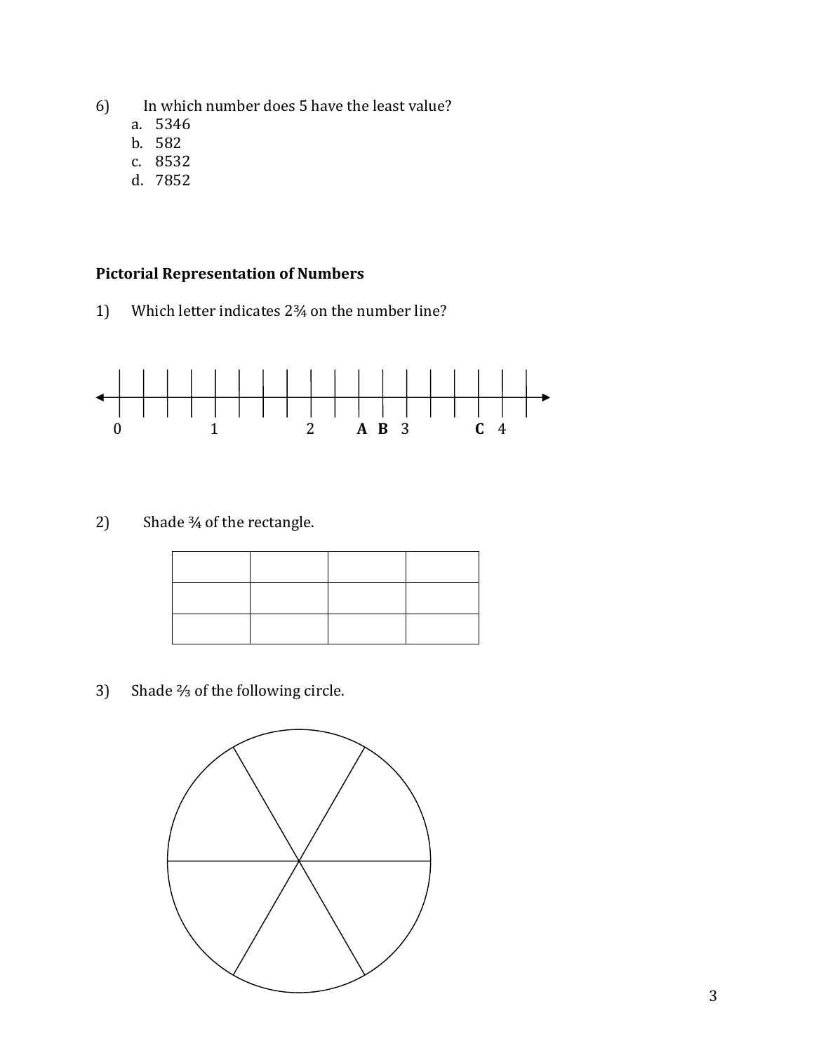6) In which number does 5 have the least value?
   a. 5346
   b. 582
   c. 8532
   d. 7852

**Pictorial Representation of Numbers**

1) Which letter indicates $2\frac{3}{4}$ on the number line?

0 1 2 **A** **B** 3 **C** 4

2) Shade $\frac{3}{4}$ of the rectangle.

|   |   |   |   |
|---|---|---|---|
|   |   |   |   |
|   |   |   |   |

3) Shade $\frac{2}{3}$ of the following circle.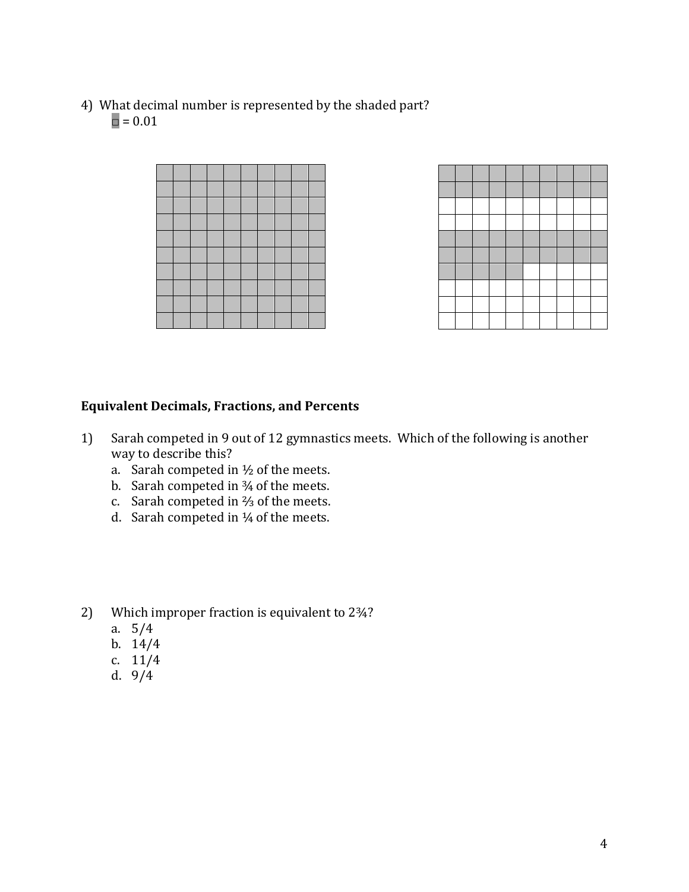4) What decimal number is represented by the shaded part?

□ = 0.01

## Equivalent Decimals, Fractions, and Percents

1) Sarah competed in 9 out of 12 gymnastics meets. Which of the following is another way to describe this?
   a. Sarah competed in ½ of the meets.
   b. Sarah competed in ¾ of the meets.
   c. Sarah competed in ⅔ of the meets.
   d. Sarah competed in ¼ of the meets.

2) Which improper fraction is equivalent to 2¾?
   a. 5/4
   b. 14/4
   c. 11/4
   d. 9/4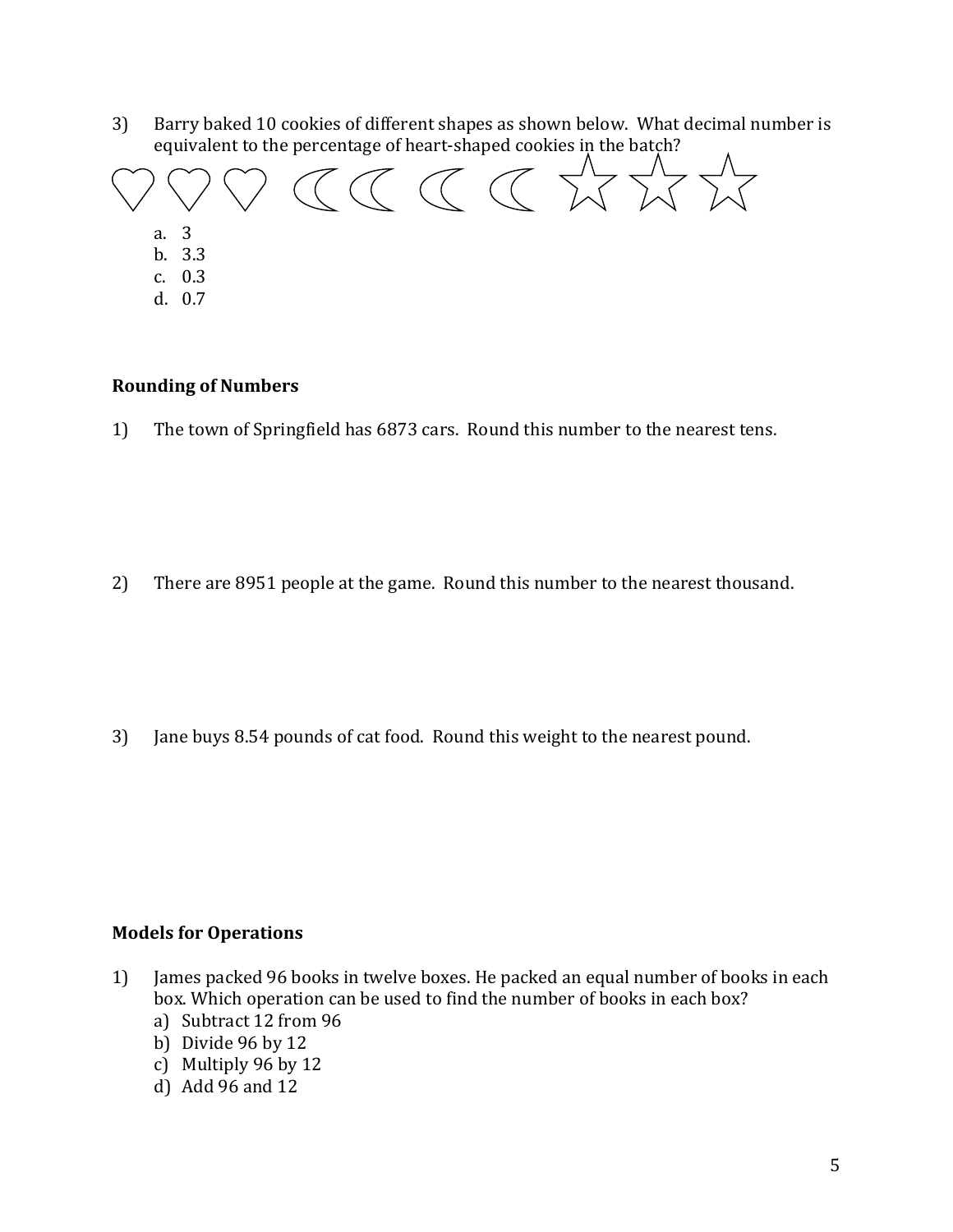3) Barry baked 10 cookies of different shapes as shown below. What decimal number is equivalent to the percentage of heart-shaped cookies in the batch?

a. 3
b. 3.3
c. 0.3
d. 0.7

**Rounding of Numbers**

1) The town of Springfield has 6873 cars. Round this number to the nearest tens.

2) There are 8951 people at the game. Round this number to the nearest thousand.

3) Jane buys 8.54 pounds of cat food. Round this weight to the nearest pound.

**Models for Operations**

1) James packed 96 books in twelve boxes. He packed an equal number of books in each box. Which operation can be used to find the number of books in each box?
   a) Subtract 12 from 96
   b) Divide 96 by 12
   c) Multiply 96 by 12
   d) Add 96 and 12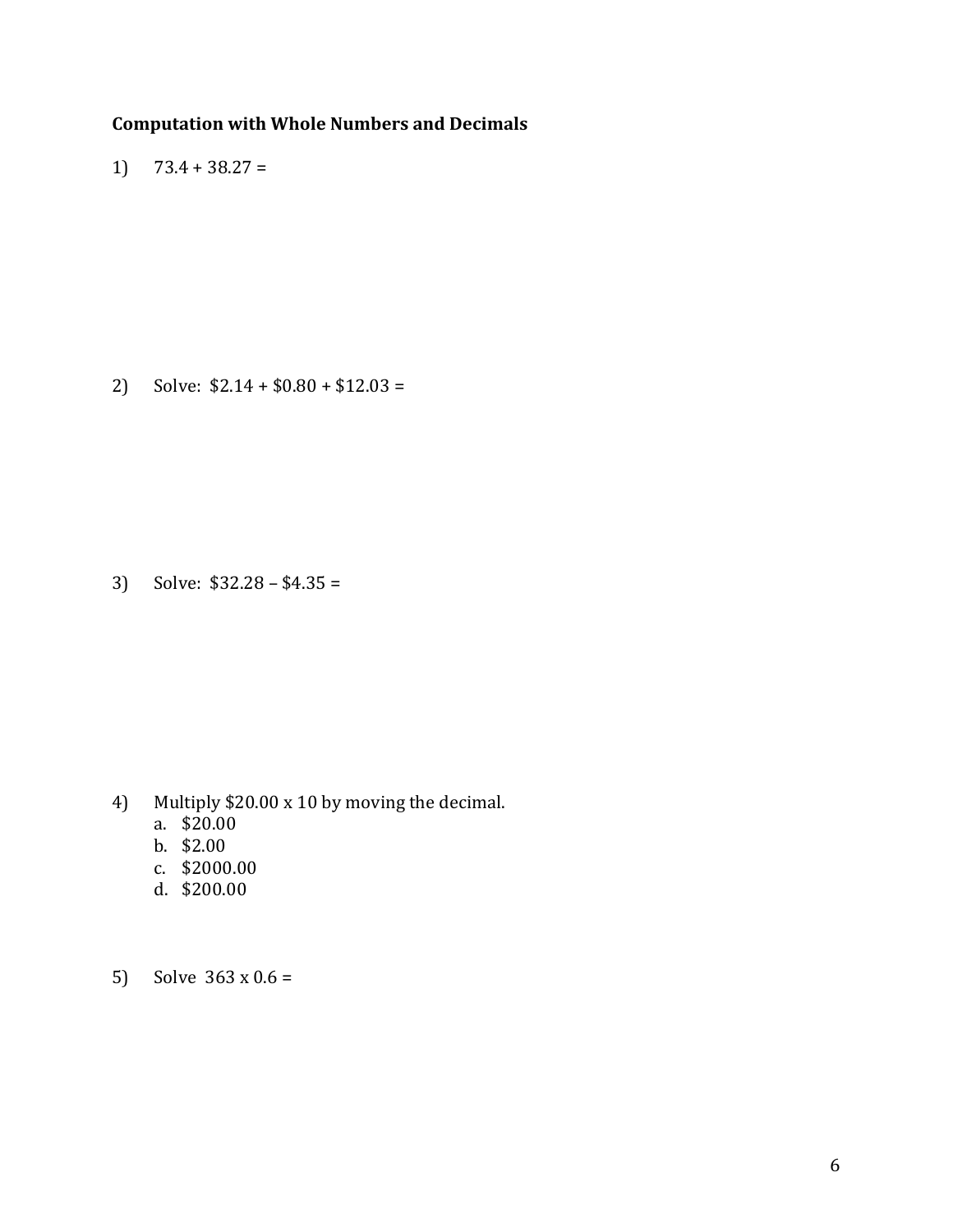**Computation with Whole Numbers and Decimals**

1) 73.4 + 38.27 =

2) Solve: $2.14 + $0.80 + $12.03 =

3) Solve: $32.28 – $4.35 =

4) Multiply $20.00 x 10 by moving the decimal.
   a. $20.00
   b. $2.00
   c. $2000.00
   d. $200.00

5) Solve 363 x 0.6 =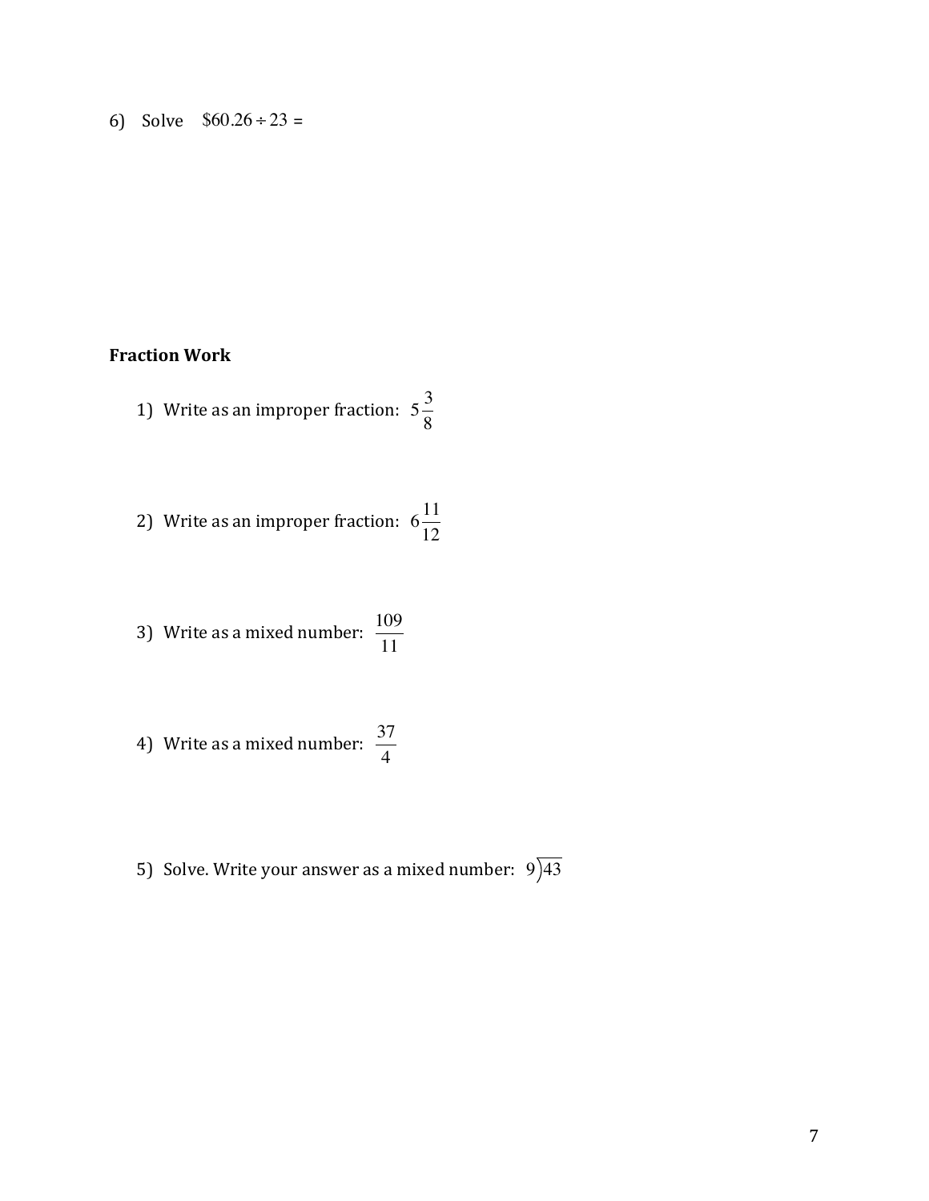6) Solve $\$60.26 \div 23 =$

**Fraction Work**

1) Write as an improper fraction: $5\frac{3}{8}$

2) Write as an improper fraction: $6\frac{11}{12}$

3) Write as a mixed number: $\frac{109}{11}$

4) Write as a mixed number: $\frac{37}{4}$

5) Solve. Write your answer as a mixed number: $9\overline{)43}$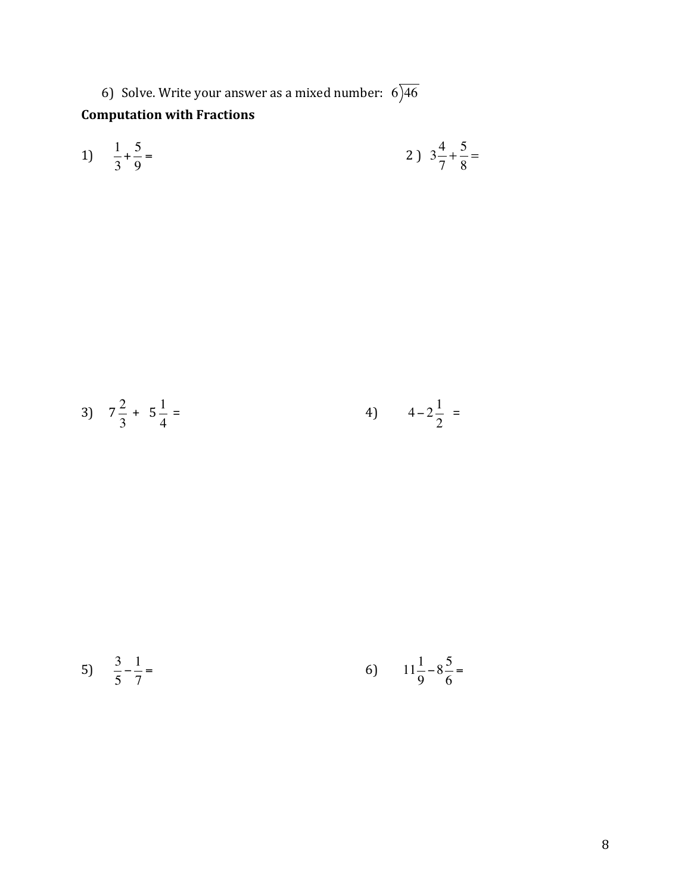6) Solve. Write your answer as a mixed number: $6\overline{)46}$

**Computation with Fractions**

1) $\frac{1}{3}+\frac{5}{9}=$

2 ) $3\frac{4}{7}+\frac{5}{8}=$

3) $7\frac{2}{3}$ + $5\frac{1}{4}$ =

4) $4-2\frac{1}{2}$ =

5) $\frac{3}{5}-\frac{1}{7}=$

6) $11\frac{1}{9}-8\frac{5}{6}=$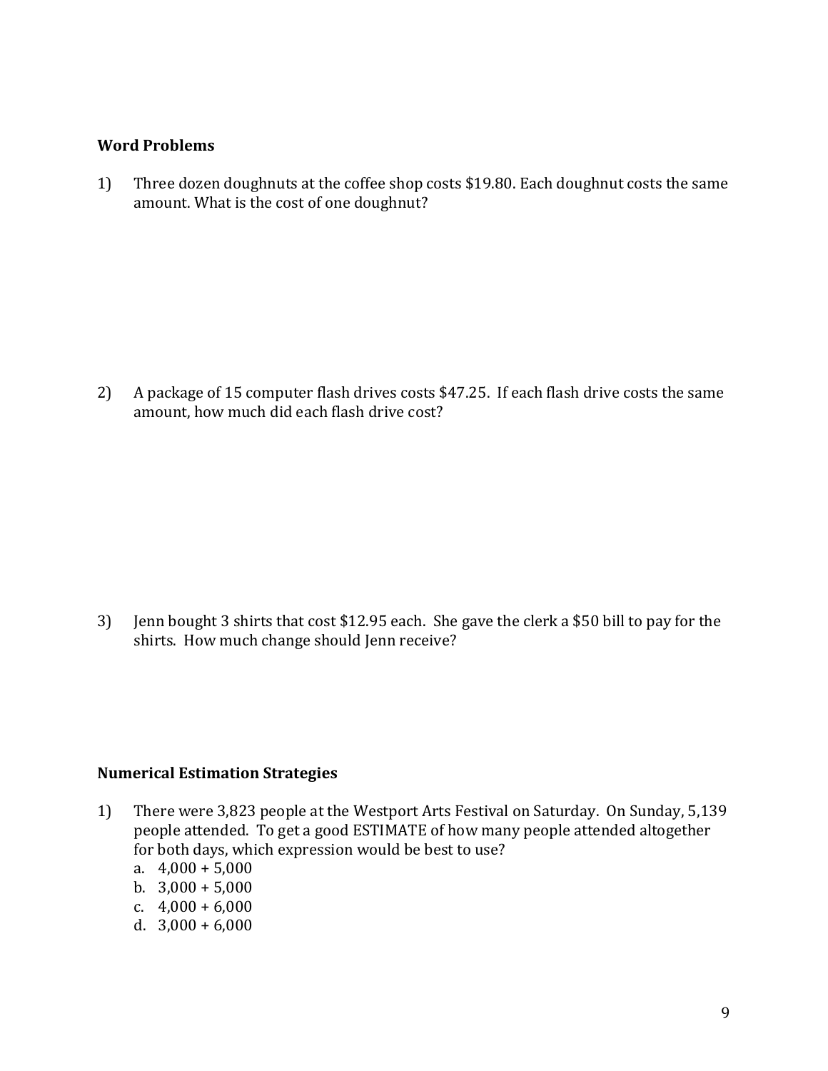**Word Problems**

1) Three dozen doughnuts at the coffee shop costs $19.80. Each doughnut costs the same amount. What is the cost of one doughnut?

2) A package of 15 computer flash drives costs $47.25. If each flash drive costs the same amount, how much did each flash drive cost?

3) Jenn bought 3 shirts that cost $12.95 each. She gave the clerk a $50 bill to pay for the shirts. How much change should Jenn receive?

**Numerical Estimation Strategies**

1) There were 3,823 people at the Westport Arts Festival on Saturday. On Sunday, 5,139 people attended. To get a good ESTIMATE of how many people attended altogether for both days, which expression would be best to use?
   a. 4,000 + 5,000
   b. 3,000 + 5,000
   c. 4,000 + 6,000
   d. 3,000 + 6,000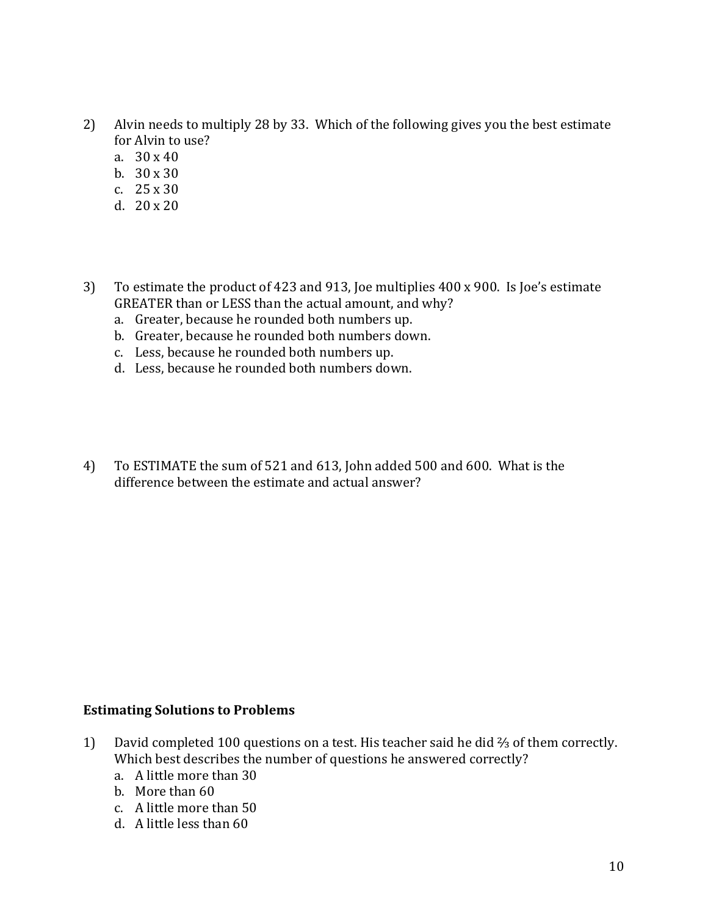2) Alvin needs to multiply 28 by 33. Which of the following gives you the best estimate for Alvin to use?
   a. 30 x 40
   b. 30 x 30
   c. 25 x 30
   d. 20 x 20

3) To estimate the product of 423 and 913, Joe multiplies 400 x 900. Is Joe's estimate GREATER than or LESS than the actual amount, and why?
   a. Greater, because he rounded both numbers up.
   b. Greater, because he rounded both numbers down.
   c. Less, because he rounded both numbers up.
   d. Less, because he rounded both numbers down.

4) To ESTIMATE the sum of 521 and 613, John added 500 and 600. What is the difference between the estimate and actual answer?

**Estimating Solutions to Problems**

1) David completed 100 questions on a test. His teacher said he did ⅔ of them correctly. Which best describes the number of questions he answered correctly?
   a. A little more than 30
   b. More than 60
   c. A little more than 50
   d. A little less than 60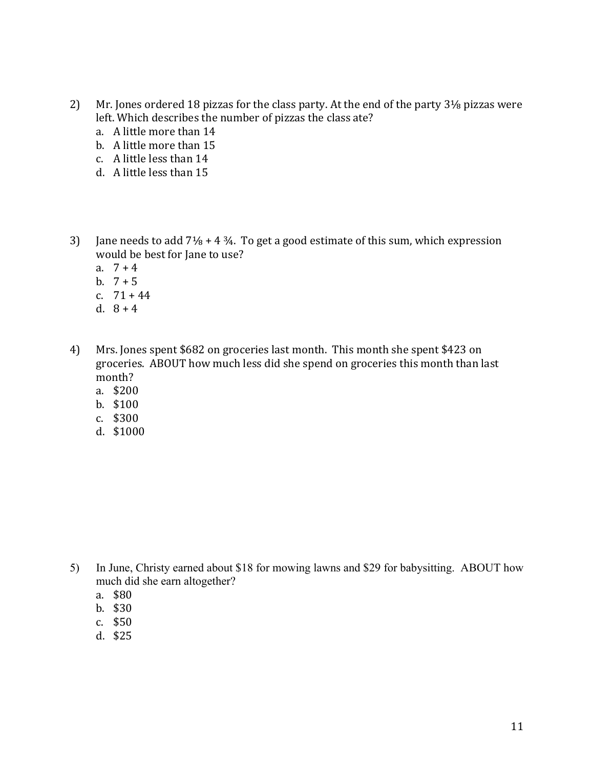2) Mr. Jones ordered 18 pizzas for the class party. At the end of the party $3\frac{1}{8}$ pizzas were left. Which describes the number of pizzas the class ate?
   a. A little more than 14
   b. A little more than 15
   c. A little less than 14
   d. A little less than 15

3) Jane needs to add $7\frac{1}{8} + 4\frac{3}{4}$. To get a good estimate of this sum, which expression would be best for Jane to use?
   a. $7 + 4$
   b. $7 + 5$
   c. $71 + 44$
   d. $8 + 4$

4) Mrs. Jones spent $682 on groceries last month. This month she spent $423 on groceries. ABOUT how much less did she spend on groceries this month than last month?
   a. $200
   b. $100
   c. $300
   d. $1000

5) In June, Christy earned about $18 for mowing lawns and $29 for babysitting. ABOUT how much did she earn altogether?
   a. $80
   b. $30
   c. $50
   d. $25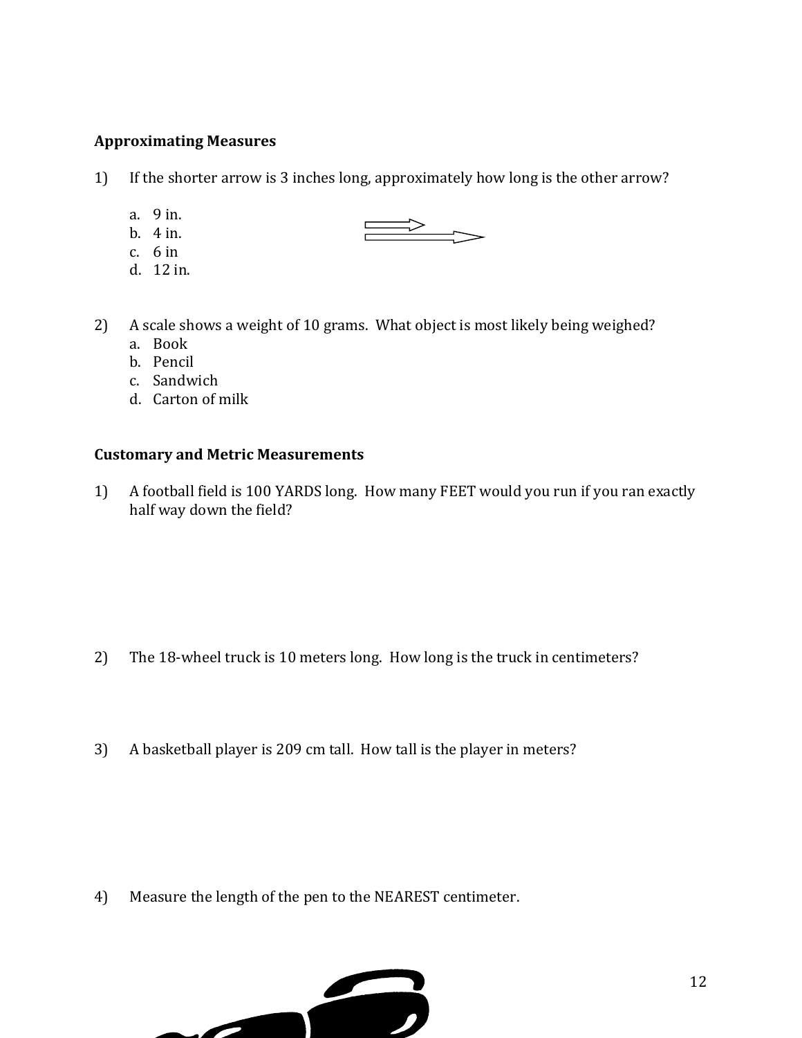**Approximating Measures**

1) If the shorter arrow is 3 inches long, approximately how long is the other arrow?

   a. 9 in.
   b. 4 in.
   c. 6 in
   d. 12 in.

2) A scale shows a weight of 10 grams. What object is most likely being weighed?

   a. Book
   b. Pencil
   c. Sandwich
   d. Carton of milk

**Customary and Metric Measurements**

1) A football field is 100 YARDS long. How many FEET would you run if you ran exactly half way down the field?

2) The 18-wheel truck is 10 meters long. How long is the truck in centimeters?

3) A basketball player is 209 cm tall. How tall is the player in meters?

4) Measure the length of the pen to the NEAREST centimeter.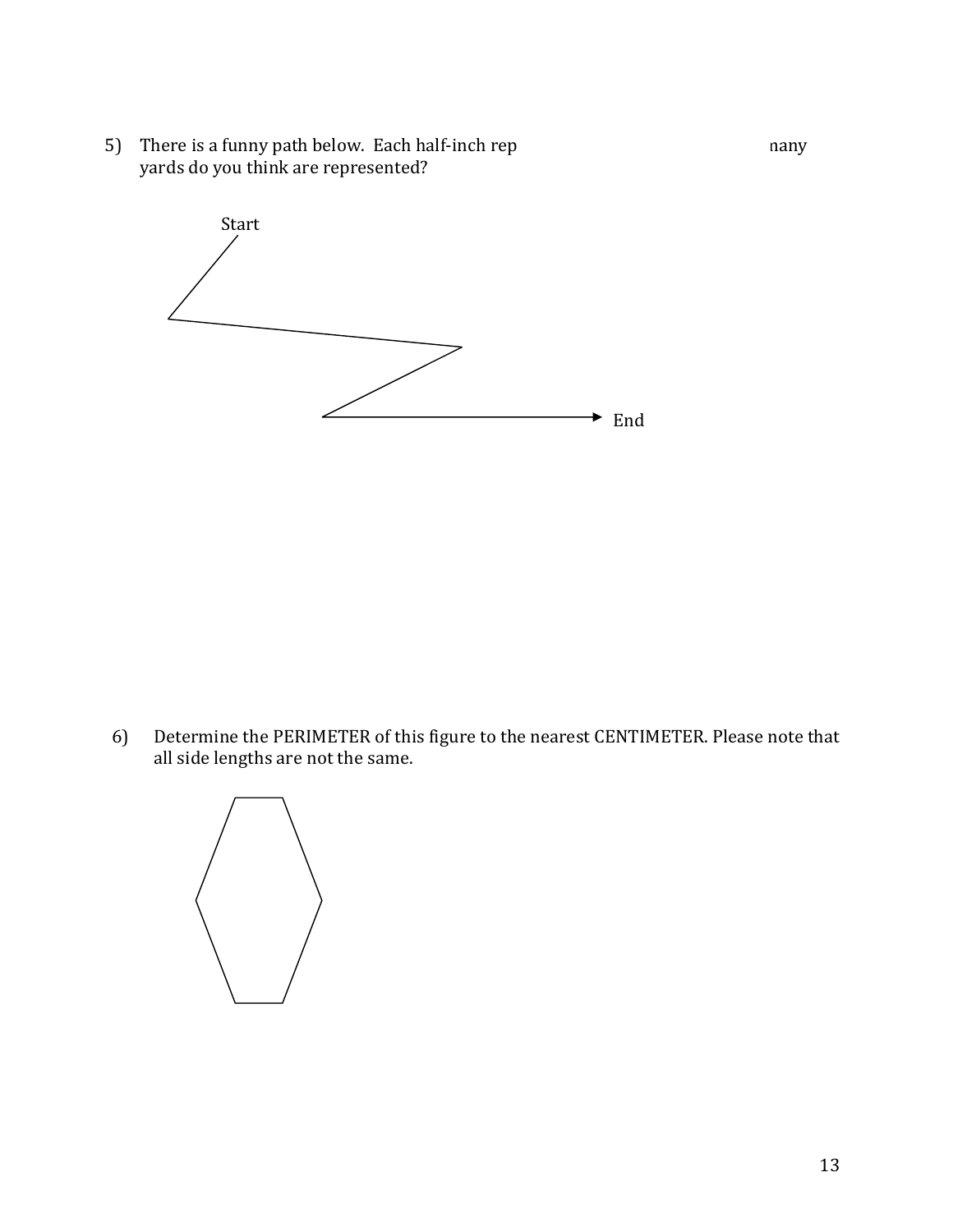5) There is a funny path below. Each half-inch rep                                        nany yards do you think are represented?

Start

End

6) Determine the PERIMETER of this figure to the nearest CENTIMETER. Please note that all side lengths are not the same.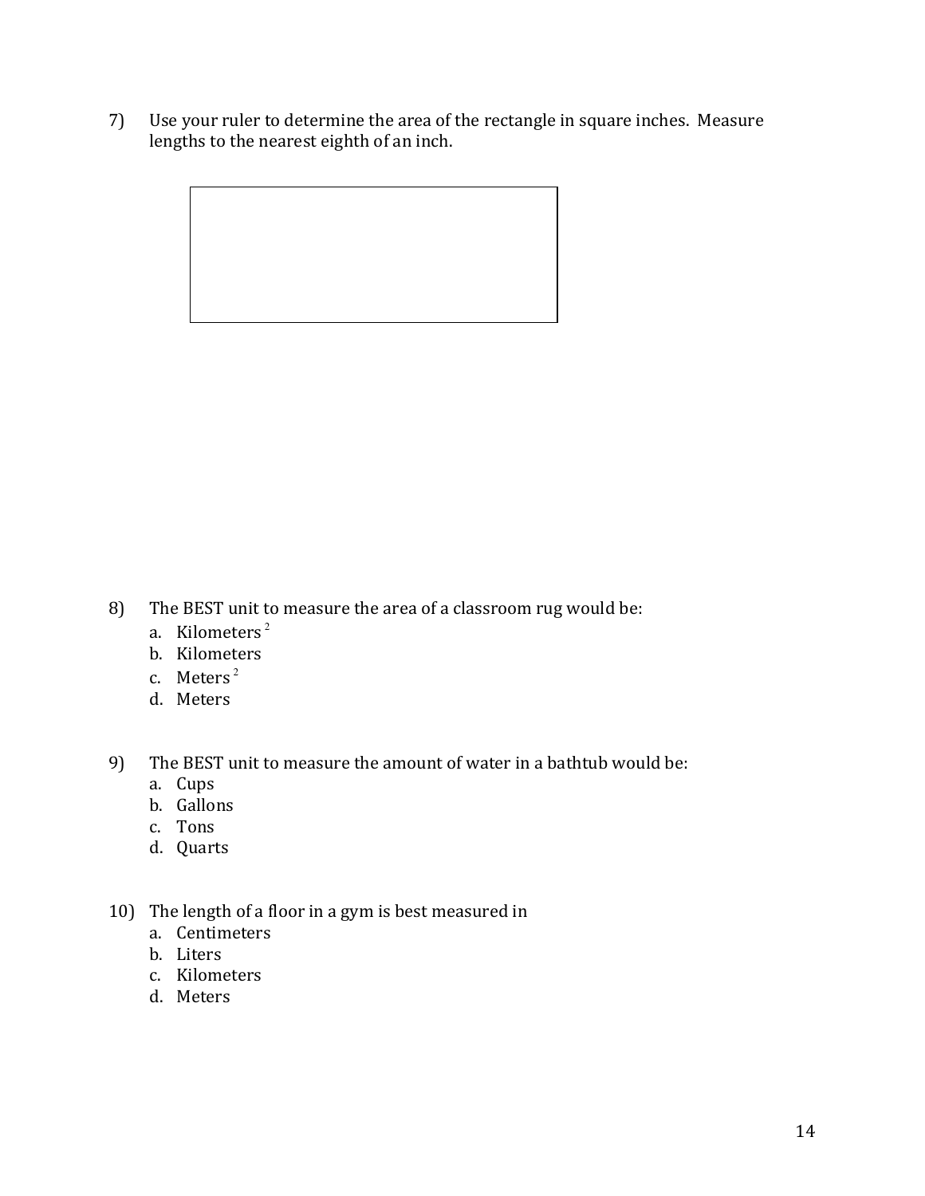7) Use your ruler to determine the area of the rectangle in square inches. Measure lengths to the nearest eighth of an inch.

8) The BEST unit to measure the area of a classroom rug would be:
   a. Kilometers $^2$
   b. Kilometers
   c. Meters $^2$
   d. Meters

9) The BEST unit to measure the amount of water in a bathtub would be:
   a. Cups
   b. Gallons
   c. Tons
   d. Quarts

10) The length of a floor in a gym is best measured in
   a. Centimeters
   b. Liters
   c. Kilometers
   d. Meters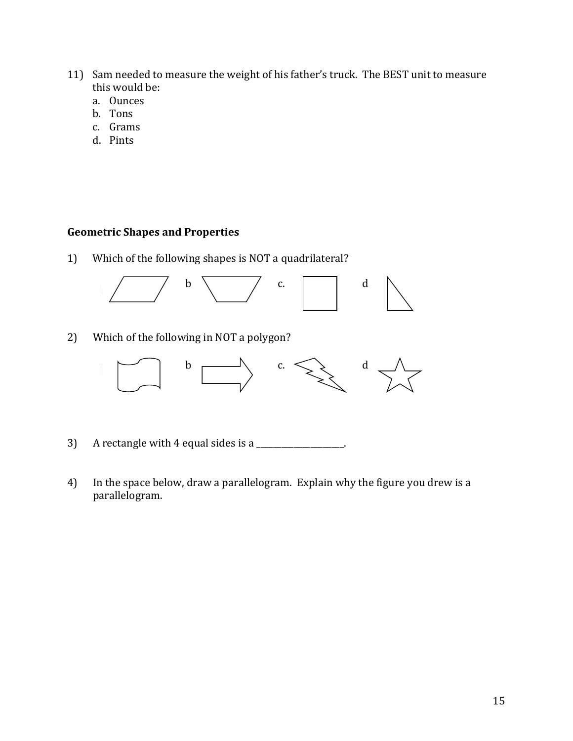11) Sam needed to measure the weight of his father's truck. The BEST unit to measure this would be:
   a. Ounces
   b. Tons
   c. Grams
   d. Pints

**Geometric Shapes and Properties**

1) Which of the following shapes is NOT a quadrilateral?

   b        c.        d

2) Which of the following in NOT a polygon?

   b        c.        d

3) A rectangle with 4 equal sides is a ____________________.

4) In the space below, draw a parallelogram. Explain why the figure you drew is a parallelogram.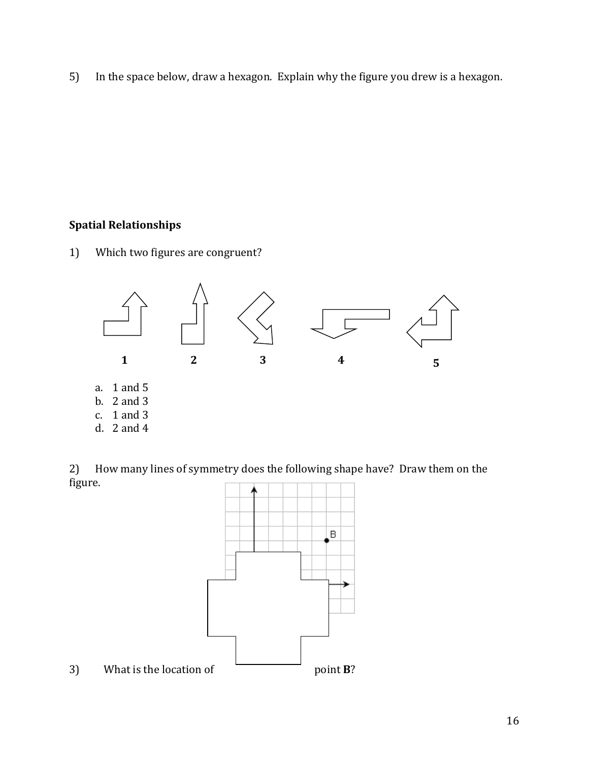5) In the space below, draw a hexagon. Explain why the figure you drew is a hexagon.

**Spatial Relationships**

1) Which two figures are congruent?

1 2 3 4 5

a. 1 and 5
b. 2 and 3
c. 1 and 3
d. 2 and 4

2) How many lines of symmetry does the following shape have? Draw them on the figure.

3) What is the location of point **B**?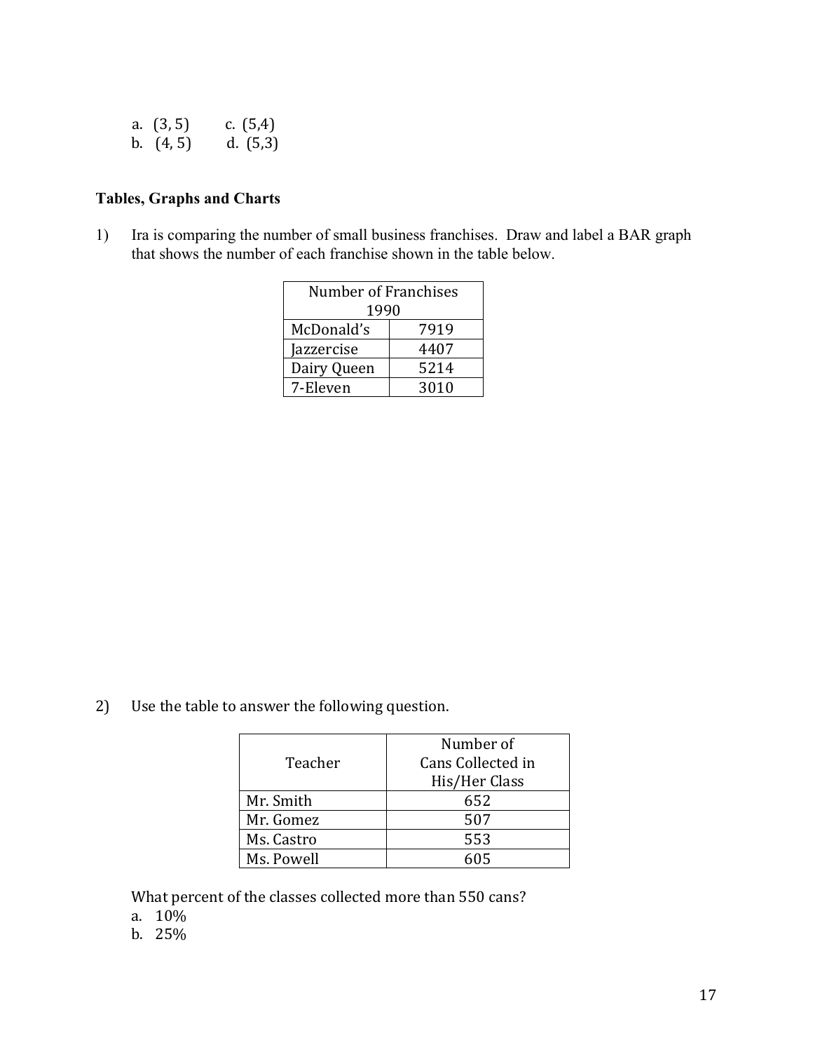a. (3, 5)   c. (5,4)
b. (4, 5)   d. (5,3)

**Tables, Graphs and Charts**

1) Ira is comparing the number of small business franchises. Draw and label a BAR graph that shows the number of each franchise shown in the table below.

| Number of Franchises 1990 | |
|---|---|
| McDonald's | 7919 |
| Jazzercise | 4407 |
| Dairy Queen | 5214 |
| 7-Eleven | 3010 |

2) Use the table to answer the following question.

| Teacher | Number of Cans Collected in His/Her Class |
|---|---|
| Mr. Smith | 652 |
| Mr. Gomez | 507 |
| Ms. Castro | 553 |
| Ms. Powell | 605 |

What percent of the classes collected more than 550 cans?

a. 10%
b. 25%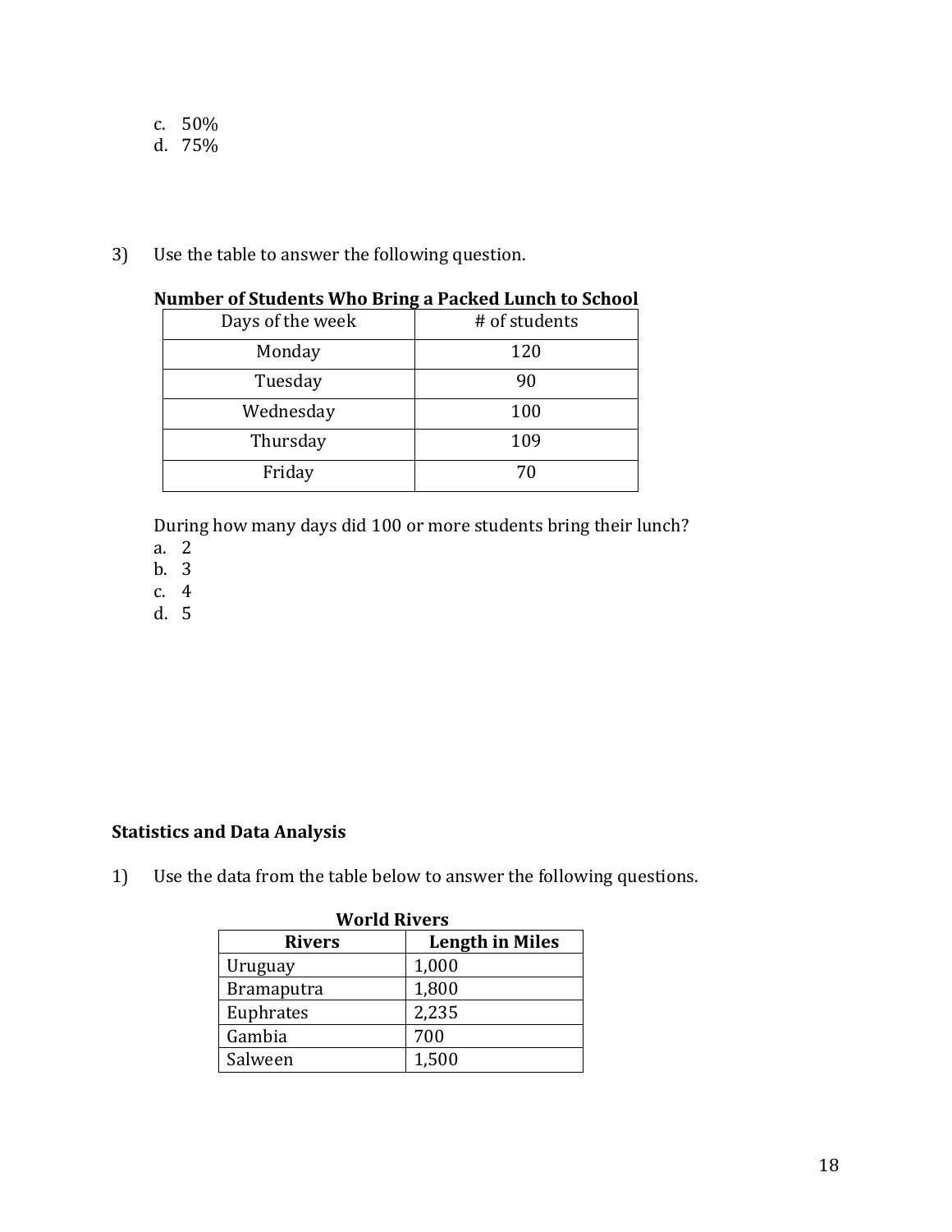c. 50%
d. 75%

3) Use the table to answer the following question.

**Number of Students Who Bring a Packed Lunch to School**

| Days of the week | # of students |
| --- | --- |
| Monday | 120 |
| Tuesday | 90 |
| Wednesday | 100 |
| Thursday | 109 |
| Friday | 70 |

During how many days did 100 or more students bring their lunch?

a. 2
b. 3
c. 4
d. 5

**Statistics and Data Analysis**

1) Use the data from the table below to answer the following questions.

**World Rivers**

| Rivers | Length in Miles |
| --- | --- |
| Uruguay | 1,000 |
| Bramaputra | 1,800 |
| Euphrates | 2,235 |
| Gambia | 700 |
| Salween | 1,500 |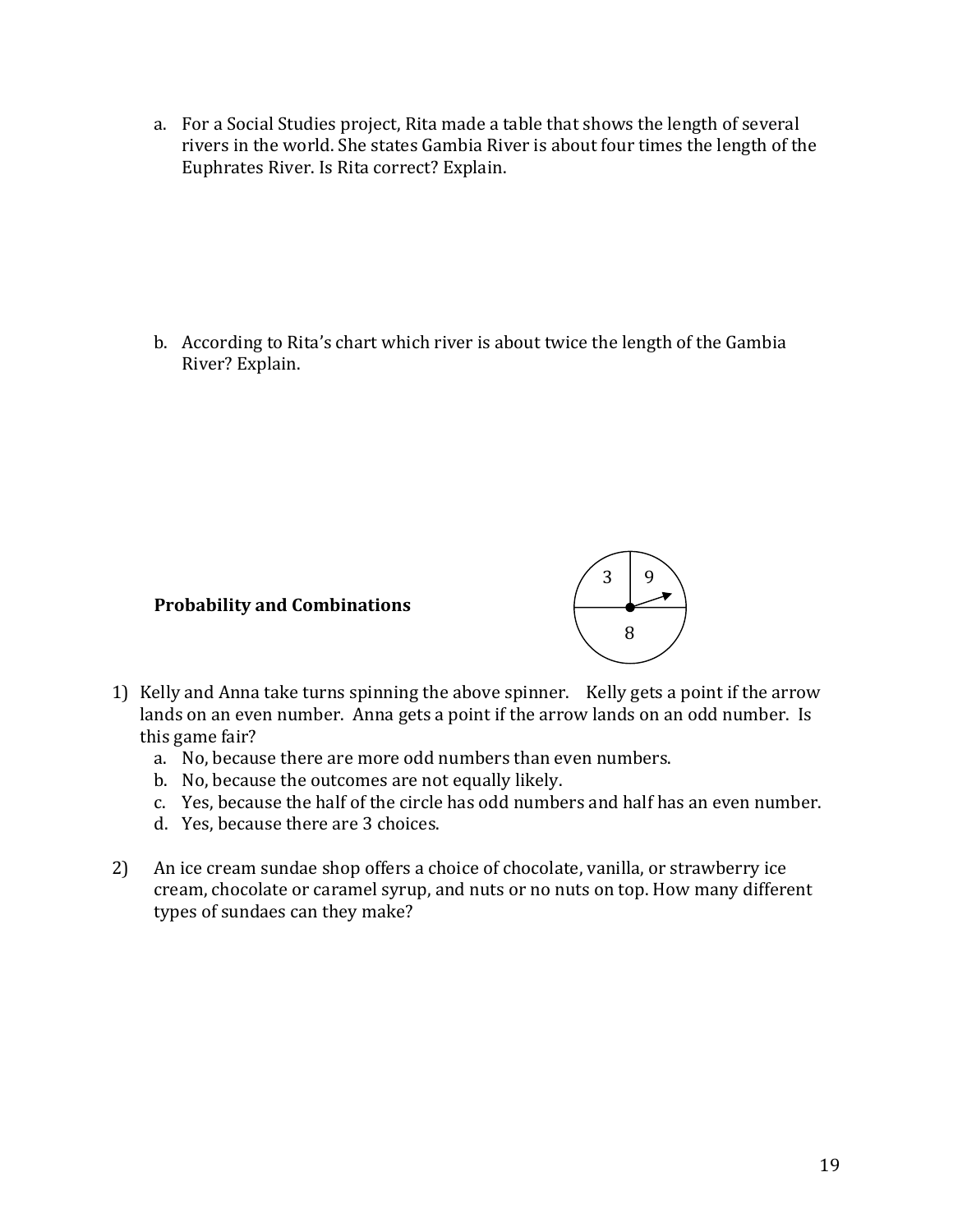a. For a Social Studies project, Rita made a table that shows the length of several rivers in the world. She states Gambia River is about four times the length of the Euphrates River. Is Rita correct? Explain.

b. According to Rita's chart which river is about twice the length of the Gambia River? Explain.

**Probability and Combinations**

1) Kelly and Anna take turns spinning the above spinner. Kelly gets a point if the arrow lands on an even number. Anna gets a point if the arrow lands on an odd number. Is this game fair?
   a. No, because there are more odd numbers than even numbers.
   b. No, because the outcomes are not equally likely.
   c. Yes, because the half of the circle has odd numbers and half has an even number.
   d. Yes, because there are 3 choices.

2) An ice cream sundae shop offers a choice of chocolate, vanilla, or strawberry ice cream, chocolate or caramel syrup, and nuts or no nuts on top. How many different types of sundaes can they make?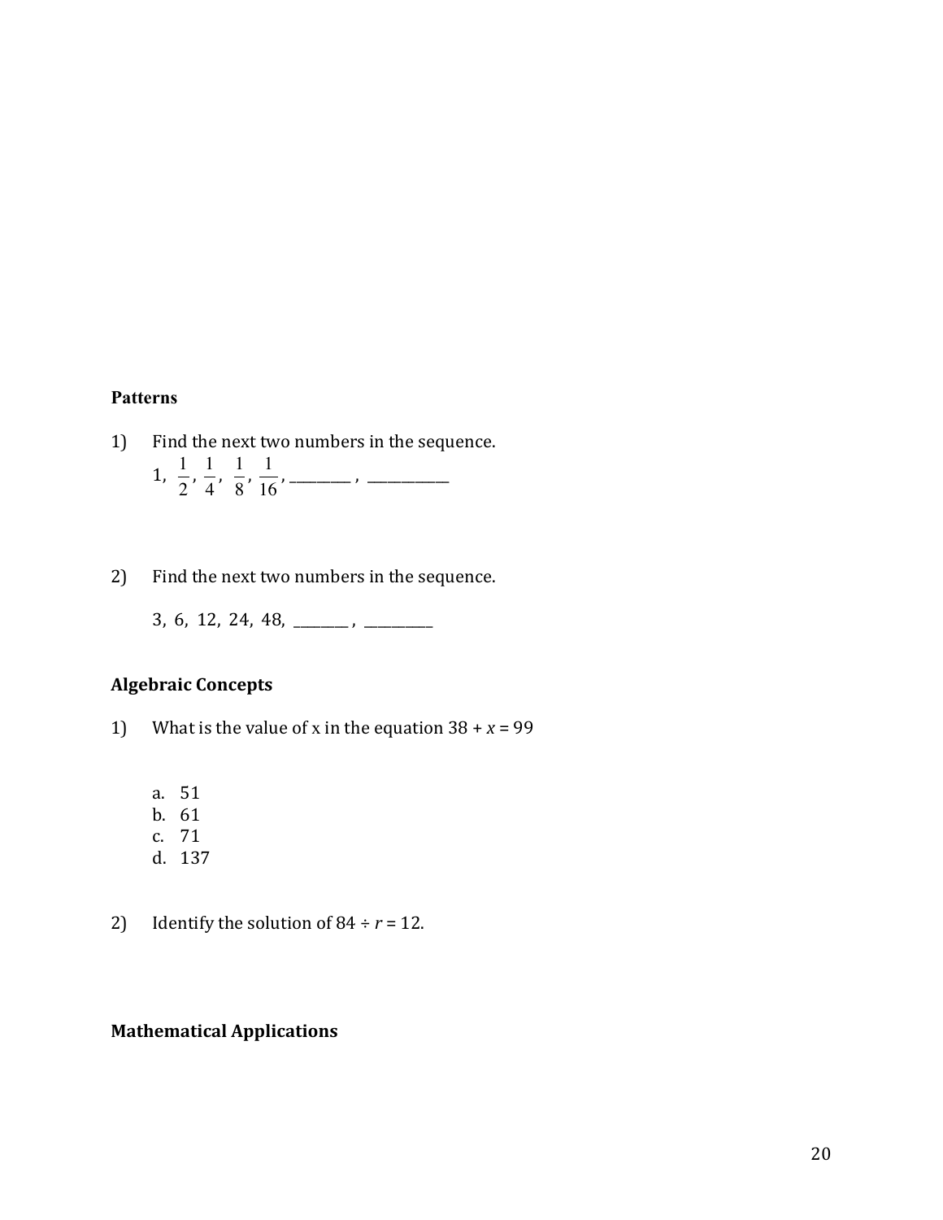**Patterns**

1) Find the next two numbers in the sequence.

   $1, \frac{1}{2}, \frac{1}{4}, \frac{1}{8}, \frac{1}{16}$, ________ , ___________

2) Find the next two numbers in the sequence.

   3, 6, 12, 24, 48, _______ , _________

**Algebraic Concepts**

1) What is the value of x in the equation $38 + x = 99$

   a. 51
   b. 61
   c. 71
   d. 137

2) Identify the solution of $84 \div r = 12$.

**Mathematical Applications**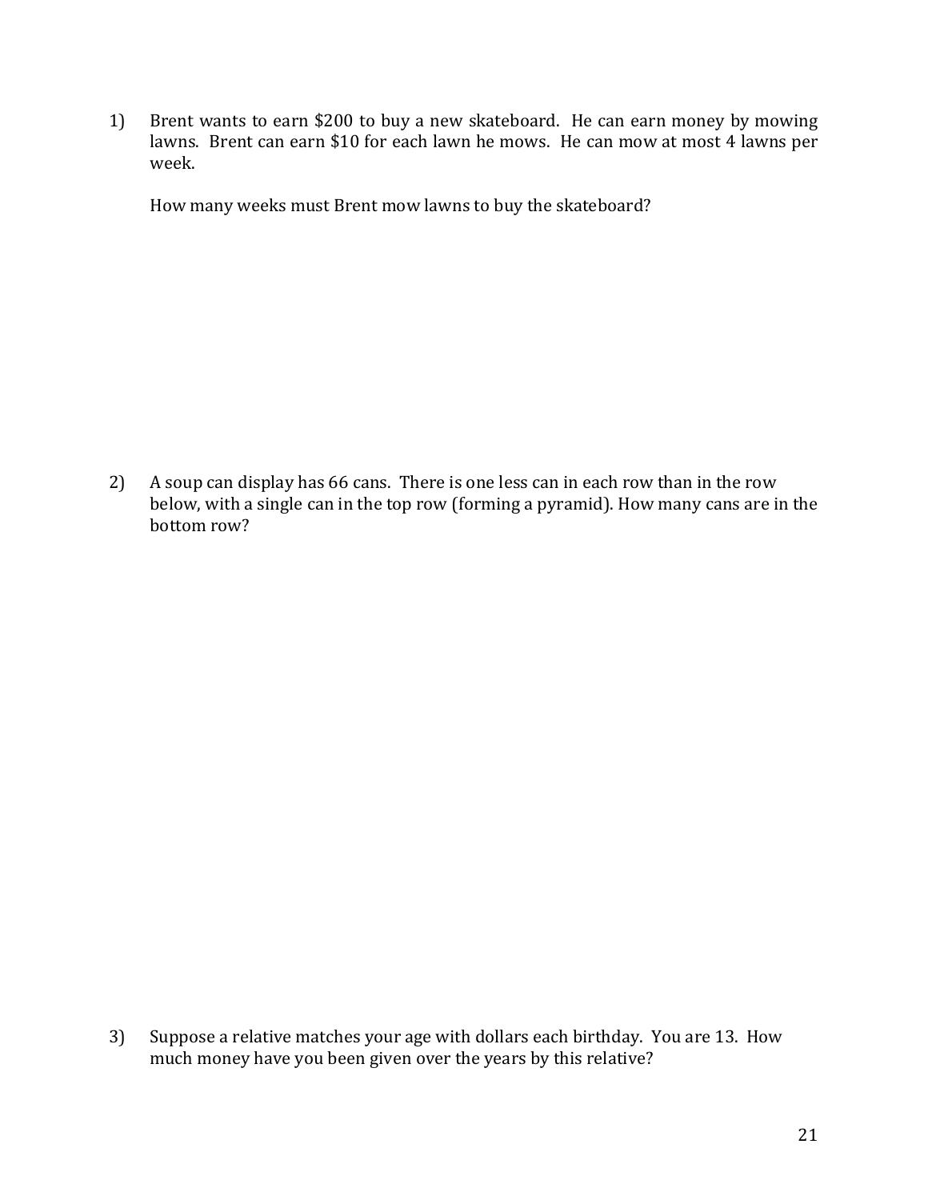1) Brent wants to earn $200 to buy a new skateboard. He can earn money by mowing lawns. Brent can earn $10 for each lawn he mows. He can mow at most 4 lawns per week.

   How many weeks must Brent mow lawns to buy the skateboard?

2) A soup can display has 66 cans. There is one less can in each row than in the row below, with a single can in the top row (forming a pyramid). How many cans are in the bottom row?

3) Suppose a relative matches your age with dollars each birthday. You are 13. How much money have you been given over the years by this relative?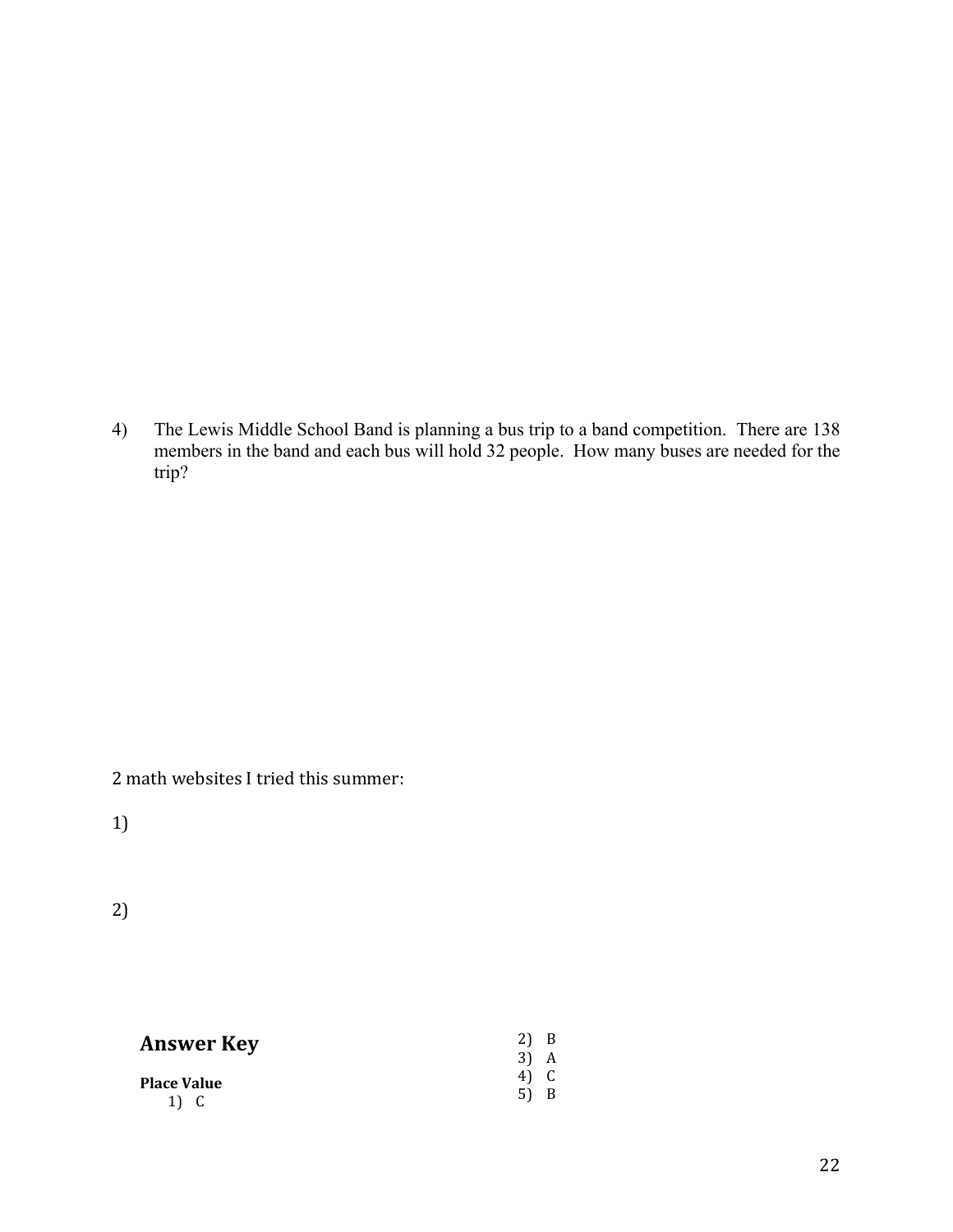4) The Lewis Middle School Band is planning a bus trip to a band competition. There are 138 members in the band and each bus will hold 32 people. How many buses are needed for the trip?

2 math websites I tried this summer:

1)

2)

## Answer Key

**Place Value**

1) C
2) B
3) A
4) C
5) B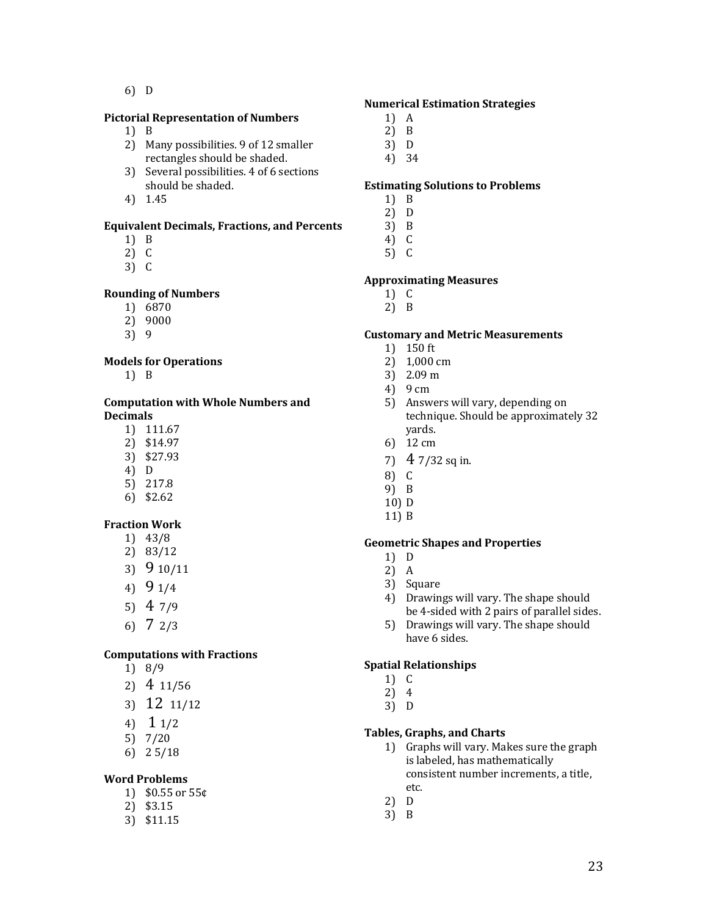6) D

**Pictorial Representation of Numbers**

1) B
2) Many possibilities. 9 of 12 smaller rectangles should be shaded.
3) Several possibilities. 4 of 6 sections should be shaded.
4) 1.45

**Equivalent Decimals, Fractions, and Percents**

1) B
2) C
3) C

**Rounding of Numbers**

1) 6870
2) 9000
3) 9

**Models for Operations**

1) B

**Computation with Whole Numbers and Decimals**

1) 111.67
2) $14.97
3) $27.93
4) D
5) 217.8
6) $2.62

**Fraction Work**

1) 43/8
2) 83/12
3) 9 10/11
4) 9 1/4
5) 4 7/9
6) 7 2/3

**Computations with Fractions**

1) 8/9
2) 4 11/56
3) 12 11/12
4) 1 1/2
5) 7/20
6) 2 5/18

**Word Problems**

1) $0.55 or 55¢
2) $3.15
3) $11.15

**Numerical Estimation Strategies**

1) A
2) B
3) D
4) 34

**Estimating Solutions to Problems**

1) B
2) D
3) B
4) C
5) C

**Approximating Measures**

1) C
2) B

**Customary and Metric Measurements**

1) 150 ft
2) 1,000 cm
3) 2.09 m
4) 9 cm
5) Answers will vary, depending on technique. Should be approximately 32 yards.
6) 12 cm
7) 4 7/32 sq in.
8) C
9) B
10) D
11) B

**Geometric Shapes and Properties**

1) D
2) A
3) Square
4) Drawings will vary. The shape should be 4-sided with 2 pairs of parallel sides.
5) Drawings will vary. The shape should have 6 sides.

**Spatial Relationships**

1) C
2) 4
3) D

**Tables, Graphs, and Charts**

1) Graphs will vary. Makes sure the graph is labeled, has mathematically consistent number increments, a title, etc.
2) D
3) B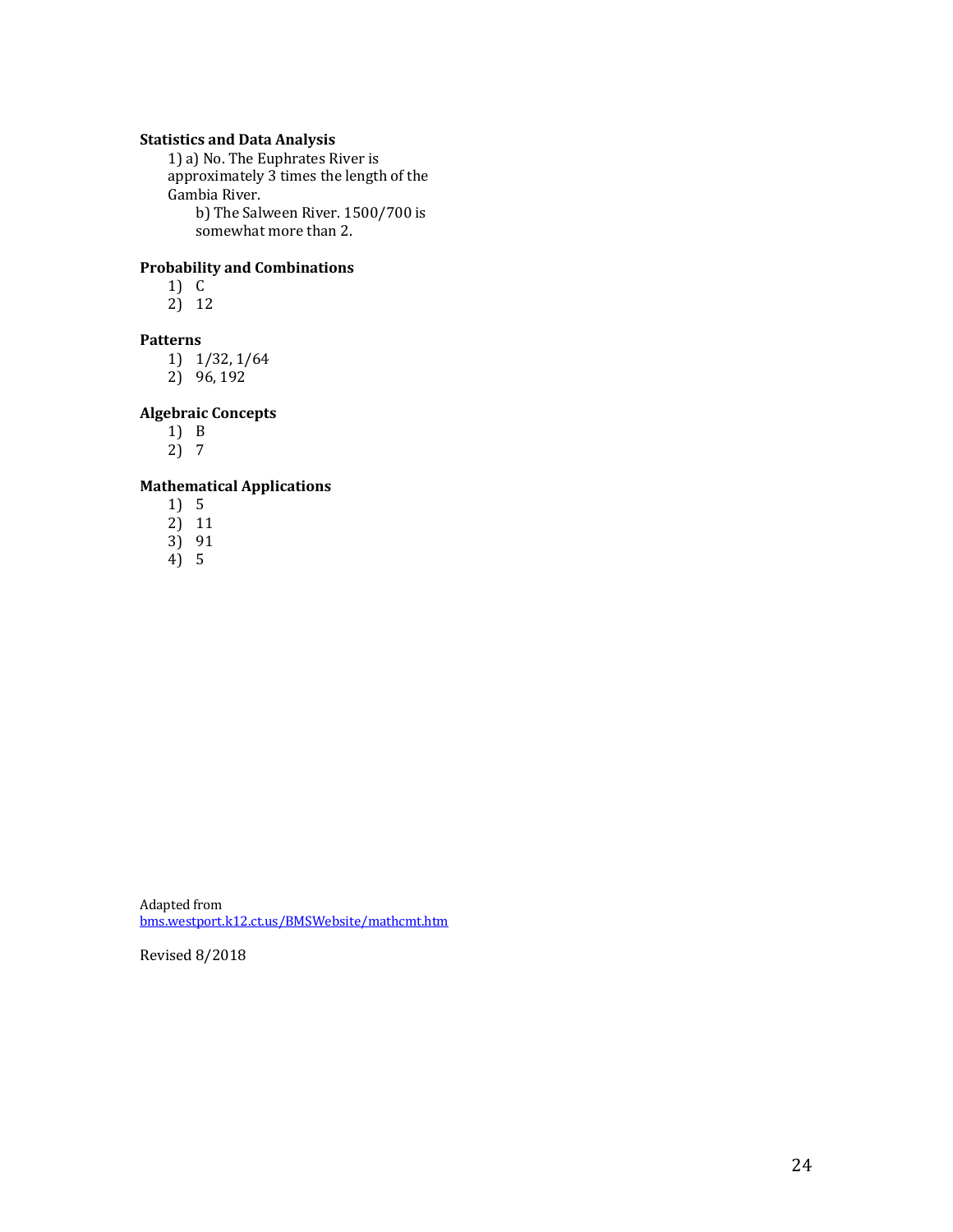**Statistics and Data Analysis**

1) a) No. The Euphrates River is approximately 3 times the length of the Gambia River.

   b) The Salween River. 1500/700 is somewhat more than 2.

**Probability and Combinations**

1) C
2) 12

**Patterns**

1) 1/32, 1/64
2) 96, 192

**Algebraic Concepts**

1) B
2) 7

**Mathematical Applications**

1) 5
2) 11
3) 91
4) 5

Adapted from
bms.westport.k12.ct.us/BMSWebsite/mathcmt.htm

Revised 8/2018